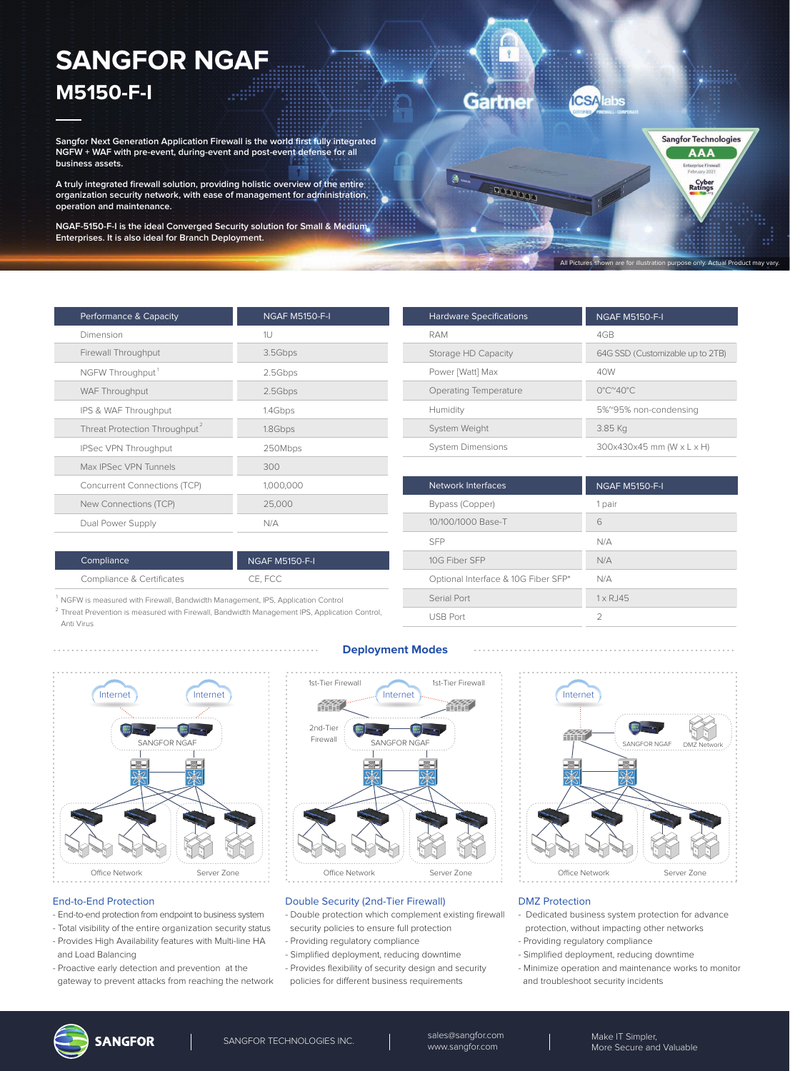# SANGFOR NGAF

## M5150-F-I

**Sangfor Next Generation Application Firewall is the world first fully integrated NGFW + WAF with pre-event, during-event and post-event defense for all business assets.**

**A truly integrated firewall solution, providing holistic overview of the entire organization security network, with ease of management for administration, operation and maintenance.**

**NGAF-5150-F-I is the ideal Converged Security solution for Small & Medium Enterprises. It is also ideal for Branch Deployment.**

All Pictures shown are for illustration purpose only. Actual Product may vary.

| Performance & Capacity | NGAF M5150-F-I |
| --- | --- |
| Dimension | 1U |
| Firewall Throughput | 3.5Gbps |
| NGFW Throughput[1] | 2.5Gbps |
| WAF Throughput | 2.5Gbps |
| IPS & WAF Throughput | 1.4Gbps |
| Threat Protection Throughput[2] | 1.8Gbps |
| IPSec VPN Throughput | 250Mbps |
| Max IPSec VPN Tunnels | 300 |
| Concurrent Connections (TCP) | 1,000,000 |
| New Connections (TCP) | 25,000 |
| Dual Power Supply | N/A |

| Compliance | NGAF M5150-F-I |
| --- | --- |
| Compliance & Certificates | CE, FCC |

[1] NGFW is measured with Firewall, Bandwidth Management, IPS, Application Control

[2] Threat Prevention is measured with Firewall, Bandwidth Management IPS, Application Control, Anti Virus

| Hardware Specifications | NGAF M5150-F-I |
| --- | --- |
| RAM | 4GB |
| Storage HD Capacity | 64G SSD (Customizable up to 2TB) |
| Power [Watt] Max | 40W |
| Operating Temperature | 0°C~40°C |
| Humidity | 5%~95% non-condensing |
| System Weight | 3.85 Kg |
| System Dimensions | 300x430x45 mm (W x L x H) |

| Network Interfaces | NGAF M5150-F-I |
| --- | --- |
| Bypass (Copper) | 1 pair |
| 10/100/1000 Base-T | 6 |
| SFP | N/A |
| 10G Fiber SFP | N/A |
| Optional Interface & 10G Fiber SFP* | N/A |
| Serial Port | 1 x RJ45 |
| USB Port | 2 |

## Deployment Modes

### End-to-End Protection

- End-to-end protection from endpoint to business system
- Total visibility of the entire organization security status
- Provides High Availability features with Multi-line HA and Load Balancing
- Proactive early detection and prevention at the gateway to prevent attacks from reaching the network

### Double Security (2nd-Tier Firewall)

- Double protection which complement existing firewall security policies to ensure full protection
- Providing regulatory compliance
- Simplified deployment, reducing downtime
- Provides flexibility of security design and security policies for different business requirements

### DMZ Protection

- Dedicated business system protection for advance protection, without impacting other networks
- Providing regulatory compliance
- Simplified deployment, reducing downtime
- Minimize operation and maintenance works to monitor and troubleshoot security incidents

SANGFOR TECHNOLOGIES INC. | sales@sangfor.com www.sangfor.com | Make IT Simpler, More Secure and Valuable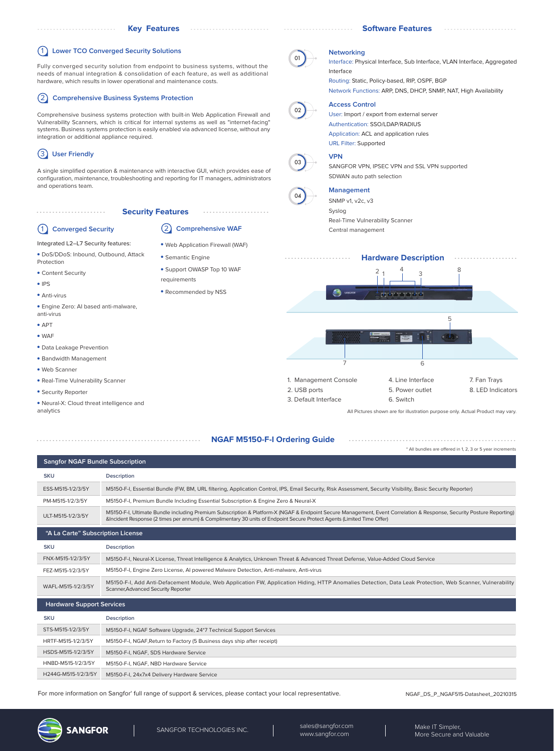## Key Features

### 1 Lower TCO Converged Security Solutions

Fully converged security solution from endpoint to business systems, without the needs of manual integration & consolidation of each feature, as well as additional hardware, which results in lower operational and maintenance costs.

### 2 Comprehensive Business Systems Protection

Comprehensive business systems protection with built-in Web Application Firewall and Vulnerability Scanners, which is critical for internal systems as well as "internet-facing" systems. Business systems protection is easily enabled via advanced license, without any integration or additional appliance required.

### 3 User Friendly

A single simplified operation & maintenance with interactive GUI, which provides ease of configuration, maintenance, troubleshooting and reporting for IT managers, administrators and operations team.

## Security Features

### 1 Converged Security

Integrated L2–L7 Security features:

- DoS/DDoS: Inbound, Outbound, Attack Protection
- Content Security
- IPS
- Anti-virus
- Engine Zero: AI based anti-malware, anti-virus
- APT
- WAF
- Data Leakage Prevention
- Bandwidth Management
- Web Scanner
- Real-Time Vulnerability Scanner
- Security Reporter
- Neural-X: Cloud threat intelligence and analytics

### 2 Comprehensive WAF

- Web Application Firewall (WAF)
- Semantic Engine
- Support OWASP Top 10 WAF requirements
- Recommended by NSS

## Software Features

### 01 Networking

Interface: Physical Interface, Sub Interface, VLAN Interface, Aggregated Interface

Routing: Static, Policy-based, RIP, OSPF, BGP

Network Functions: ARP, DNS, DHCP, SNMP, NAT, High Availability

### 02 Access Control

User: Import / export from external server

Authentication: SSO/LDAP/RADIUS

Application: ACL and application rules

URL Filter: Supported

### 03 VPN

SANGFOR VPN, IPSEC VPN and SSL VPN supported

SDWAN auto path selection

### 04 Management

SNMP v1, v2c, v3

Syslog

Real-Time Vulnerability Scanner

Central management

## Hardware Description

2 1 4 3 8

5

7 6

1. Management Console
2. USB ports
3. Default Interface
4. Line Interface
5. Power outlet
6. Switch
7. Fan Trays
8. LED Indicators

All Pictures shown are for illustration purpose only. Actual Product may vary.

## NGAF M5150-F-I Ordering Guide

* All bundles are offered in 1, 2, 3 or 5 year increments

**Sangfor NGAF Bundle Subscription**

| SKU | Description |
|---|---|
| ESS-M515-1/2/3/5Y | M5150-F-I, Essential Bundle (FW, BM, URL filtering, Application Control, IPS, Email Security, Risk Assessment, Security Visibility, Basic Security Reporter) |
| PM-M515-1/2/3/5Y | M5150-F-I, Premium Bundle Including Essential Subscription & Engine Zero & Neural-X |
| ULT-M515-1/2/3/5Y | M5150-F-I, Ultimate Bundle including Premium Subscription & Platform-X (NGAF & Endpoint Secure Management, Event Correlation & Response, Security Posture Reporting) &Incident Response (2 times per annum) & Complimentary 30 units of Endpoint Secure Protect Agents (Limited Time Offer) |

**"A La Carte" Subscription License**

| SKU | Description |
|---|---|
| FNX-M515-1/2/3/5Y | M5150-F-I, Neural-X License, Threat Intelligence & Analytics, Unknown Threat & Advanced Threat Defense, Value-Added Cloud Service |
| FEZ-M515-1/2/3/5Y | M5150-F-I, Engine Zero License, AI powered Malware Detection, Anti-malware, Anti-virus |
| WAFL-M515-1/2/3/5Y | M5150-F-I, Add Anti-Defacement Module, Web Application FW, Application Hiding, HTTP Anomalies Detection, Data Leak Protection, Web Scanner, Vulnerability Scanner,Advanced Security Reporter |

**Hardware Support Services**

| SKU | Description |
|---|---|
| STS-M515-1/2/3/5Y | M5150-F-I, NGAF Software Upgrade, 24*7 Technical Support Services |
| HRTF-M515-1/2/3/5Y | M5150-F-I, NGAF,Return to Factory (5 Business days ship after receipt) |
| HSDS-M515-1/2/3/5Y | M5150-F-I, NGAF, SDS Hardware Service |
| HNBD-M515-1/2/3/5Y | M5150-F-I, NGAF, NBD Hardware Service |
| H244G-M515-1/2/3/5Y | M5150-F-I, 24x7x4 Delivery Hardware Service |

For more information on Sangfor' full range of support & services, please contact your local representative.

NGAF_DS_P_NGAF515-Datasheet_20210315

SANGFOR | SANGFOR TECHNOLOGIES INC. | sales@sangfor.com www.sangfor.com | Make IT Simpler, More Secure and Valuable